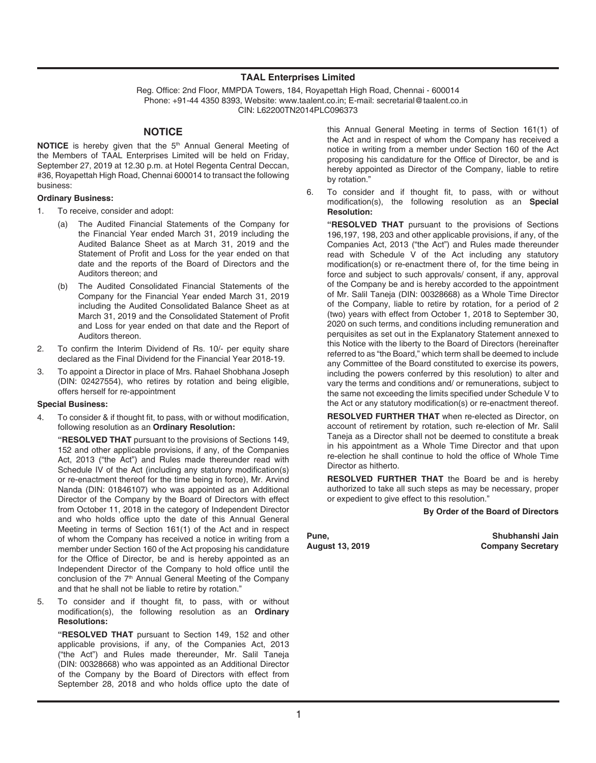# TAAL Enterprises Limited

Reg. Office: 2nd Floor, MMPDA Towers, 184, Royapettah High Road, Chennai - 600014
Phone: +91-44 4350 8393, Website: www.taalent.co.in; E-mail: secretarial@taalent.co.in
CIN: L62200TN2014PLC096373

## NOTICE

**NOTICE** is hereby given that the 5th Annual General Meeting of the Members of TAAL Enterprises Limited will be held on Friday, September 27, 2019 at 12.30 p.m. at Hotel Regenta Central Deccan, #36, Royapettah High Road, Chennai 600014 to transact the following business:

**Ordinary Business:**

1. To receive, consider and adopt:
   - (a) The Audited Financial Statements of the Company for the Financial Year ended March 31, 2019 including the Audited Balance Sheet as at March 31, 2019 and the Statement of Profit and Loss for the year ended on that date and the reports of the Board of Directors and the Auditors thereon; and
   - (b) The Audited Consolidated Financial Statements of the Company for the Financial Year ended March 31, 2019 including the Audited Consolidated Balance Sheet as at March 31, 2019 and the Consolidated Statement of Profit and Loss for year ended on that date and the Report of Auditors thereon.
2. To confirm the Interim Dividend of Rs. 10/- per equity share declared as the Final Dividend for the Financial Year 2018-19.
3. To appoint a Director in place of Mrs. Rahael Shobhana Joseph (DIN: 02427554), who retires by rotation and being eligible, offers herself for re-appointment

**Special Business:**

4. To consider & if thought fit, to pass, with or without modification, following resolution as an **Ordinary Resolution:**

   **"RESOLVED THAT** pursuant to the provisions of Sections 149, 152 and other applicable provisions, if any, of the Companies Act, 2013 ("the Act") and Rules made thereunder read with Schedule IV of the Act (including any statutory modification(s) or re-enactment thereof for the time being in force), Mr. Arvind Nanda (DIN: 01846107) who was appointed as an Additional Director of the Company by the Board of Directors with effect from October 11, 2018 in the category of Independent Director and who holds office upto the date of this Annual General Meeting in terms of Section 161(1) of the Act and in respect of whom the Company has received a notice in writing from a member under Section 160 of the Act proposing his candidature for the Office of Director, be and is hereby appointed as an Independent Director of the Company to hold office until the conclusion of the 7th Annual General Meeting of the Company and that he shall not be liable to retire by rotation."

5. To consider and if thought fit, to pass, with or without modification(s), the following resolution as an **Ordinary Resolutions:**

   **"RESOLVED THAT** pursuant to Section 149, 152 and other applicable provisions, if any, of the Companies Act, 2013 ("the Act") and Rules made thereunder, Mr. Salil Taneja (DIN: 00328668) who was appointed as an Additional Director of the Company by the Board of Directors with effect from September 28, 2018 and who holds office upto the date of this Annual General Meeting in terms of Section 161(1) of the Act and in respect of whom the Company has received a notice in writing from a member under Section 160 of the Act proposing his candidature for the Office of Director, be and is hereby appointed as Director of the Company, liable to retire by rotation."

6. To consider and if thought fit, to pass, with or without modification(s), the following resolution as an **Special Resolution:**

   **"RESOLVED THAT** pursuant to the provisions of Sections 196,197, 198, 203 and other applicable provisions, if any, of the Companies Act, 2013 ("the Act") and Rules made thereunder read with Schedule V of the Act including any statutory modification(s) or re-enactment there of, for the time being in force and subject to such approvals/ consent, if any, approval of the Company be and is hereby accorded to the appointment of Mr. Salil Taneja (DIN: 00328668) as a Whole Time Director of the Company, liable to retire by rotation, for a period of 2 (two) years with effect from October 1, 2018 to September 30, 2020 on such terms, and conditions including remuneration and perquisites as set out in the Explanatory Statement annexed to this Notice with the liberty to the Board of Directors (hereinafter referred to as "the Board," which term shall be deemed to include any Committee of the Board constituted to exercise its powers, including the powers conferred by this resolution) to alter and vary the terms and conditions and/ or remunerations, subject to the same not exceeding the limits specified under Schedule V to the Act or any statutory modification(s) or re-enactment thereof.

   **RESOLVED FURTHER THAT** when re-elected as Director, on account of retirement by rotation, such re-election of Mr. Salil Taneja as a Director shall not be deemed to constitute a break in his appointment as a Whole Time Director and that upon re-election he shall continue to hold the office of Whole Time Director as hitherto.

   **RESOLVED FURTHER THAT** the Board be and is hereby authorized to take all such steps as may be necessary, proper or expedient to give effect to this resolution."

**By Order of the Board of Directors**

**Pune,**
**August 13, 2019**

**Shubhanshi Jain**
**Company Secretary**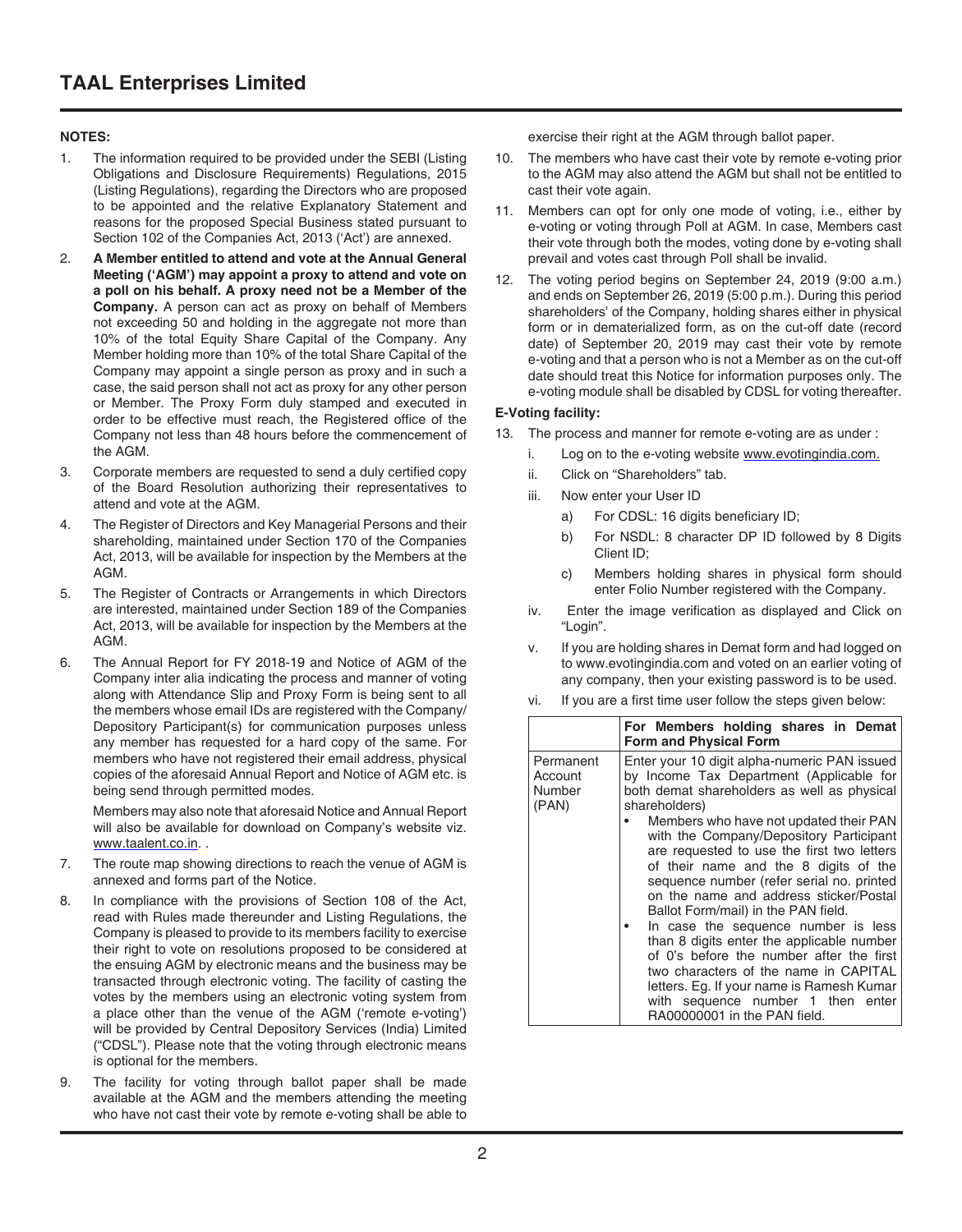## NOTES:

1. The information required to be provided under the SEBI (Listing Obligations and Disclosure Requirements) Regulations, 2015 (Listing Regulations), regarding the Directors who are proposed to be appointed and the relative Explanatory Statement and reasons for the proposed Special Business stated pursuant to Section 102 of the Companies Act, 2013 ('Act') are annexed.
2. **A Member entitled to attend and vote at the Annual General Meeting ('AGM') may appoint a proxy to attend and vote on a poll on his behalf. A proxy need not be a Member of the Company.** A person can act as proxy on behalf of Members not exceeding 50 and holding in the aggregate not more than 10% of the total Equity Share Capital of the Company. Any Member holding more than 10% of the total Share Capital of the Company may appoint a single person as proxy and in such a case, the said person shall not act as proxy for any other person or Member. The Proxy Form duly stamped and executed in order to be effective must reach, the Registered office of the Company not less than 48 hours before the commencement of the AGM.
3. Corporate members are requested to send a duly certified copy of the Board Resolution authorizing their representatives to attend and vote at the AGM.
4. The Register of Directors and Key Managerial Persons and their shareholding, maintained under Section 170 of the Companies Act, 2013, will be available for inspection by the Members at the AGM.
5. The Register of Contracts or Arrangements in which Directors are interested, maintained under Section 189 of the Companies Act, 2013, will be available for inspection by the Members at the AGM.
6. The Annual Report for FY 2018-19 and Notice of AGM of the Company inter alia indicating the process and manner of voting along with Attendance Slip and Proxy Form is being sent to all the members whose email IDs are registered with the Company/ Depository Participant(s) for communication purposes unless any member has requested for a hard copy of the same. For members who have not registered their email address, physical copies of the aforesaid Annual Report and Notice of AGM etc. is being send through permitted modes.

   Members may also note that aforesaid Notice and Annual Report will also be available for download on Company's website viz. www.taalent.co.in. .
7. The route map showing directions to reach the venue of AGM is annexed and forms part of the Notice.
8. In compliance with the provisions of Section 108 of the Act, read with Rules made thereunder and Listing Regulations, the Company is pleased to provide to its members facility to exercise their right to vote on resolutions proposed to be considered at the ensuing AGM by electronic means and the business may be transacted through electronic voting. The facility of casting the votes by the members using an electronic voting system from a place other than the venue of the AGM ('remote e-voting') will be provided by Central Depository Services (India) Limited ("CDSL"). Please note that the voting through electronic means is optional for the members.
9. The facility for voting through ballot paper shall be made available at the AGM and the members attending the meeting who have not cast their vote by remote e-voting shall be able to exercise their right at the AGM through ballot paper.
10. The members who have cast their vote by remote e-voting prior to the AGM may also attend the AGM but shall not be entitled to cast their vote again.
11. Members can opt for only one mode of voting, i.e., either by e-voting or voting through Poll at AGM. In case, Members cast their vote through both the modes, voting done by e-voting shall prevail and votes cast through Poll shall be invalid.
12. The voting period begins on September 24, 2019 (9:00 a.m.) and ends on September 26, 2019 (5:00 p.m.). During this period shareholders' of the Company, holding shares either in physical form or in dematerialized form, as on the cut-off date (record date) of September 20, 2019 may cast their vote by remote e-voting and that a person who is not a Member as on the cut-off date should treat this Notice for information purposes only. The e-voting module shall be disabled by CDSL for voting thereafter.

### E-Voting facility:

13. The process and manner for remote e-voting are as under :
    i. Log on to the e-voting website www.evotingindia.com.
    ii. Click on "Shareholders" tab.
    iii. Now enter your User ID
       a) For CDSL: 16 digits beneficiary ID;
       b) For NSDL: 8 character DP ID followed by 8 Digits Client ID;
       c) Members holding shares in physical form should enter Folio Number registered with the Company.
    iv. Enter the image verification as displayed and Click on "Login".
    v. If you are holding shares in Demat form and had logged on to www.evotingindia.com and voted on an earlier voting of any company, then your existing password is to be used.
    vi. If you are a first time user follow the steps given below:

| | **For Members holding shares in Demat Form and Physical Form** |
|---|---|
| Permanent Account Number (PAN) | Enter your 10 digit alpha-numeric PAN issued by Income Tax Department (Applicable for both demat shareholders as well as physical shareholders)<br>• Members who have not updated their PAN with the Company/Depository Participant are requested to use the first two letters of their name and the 8 digits of the sequence number (refer serial no. printed on the name and address sticker/Postal Ballot Form/mail) in the PAN field.<br>• In case the sequence number is less than 8 digits enter the applicable number of 0's before the number after the first two characters of the name in CAPITAL letters. Eg. If your name is Ramesh Kumar with sequence number 1 then enter RA00000001 in the PAN field. |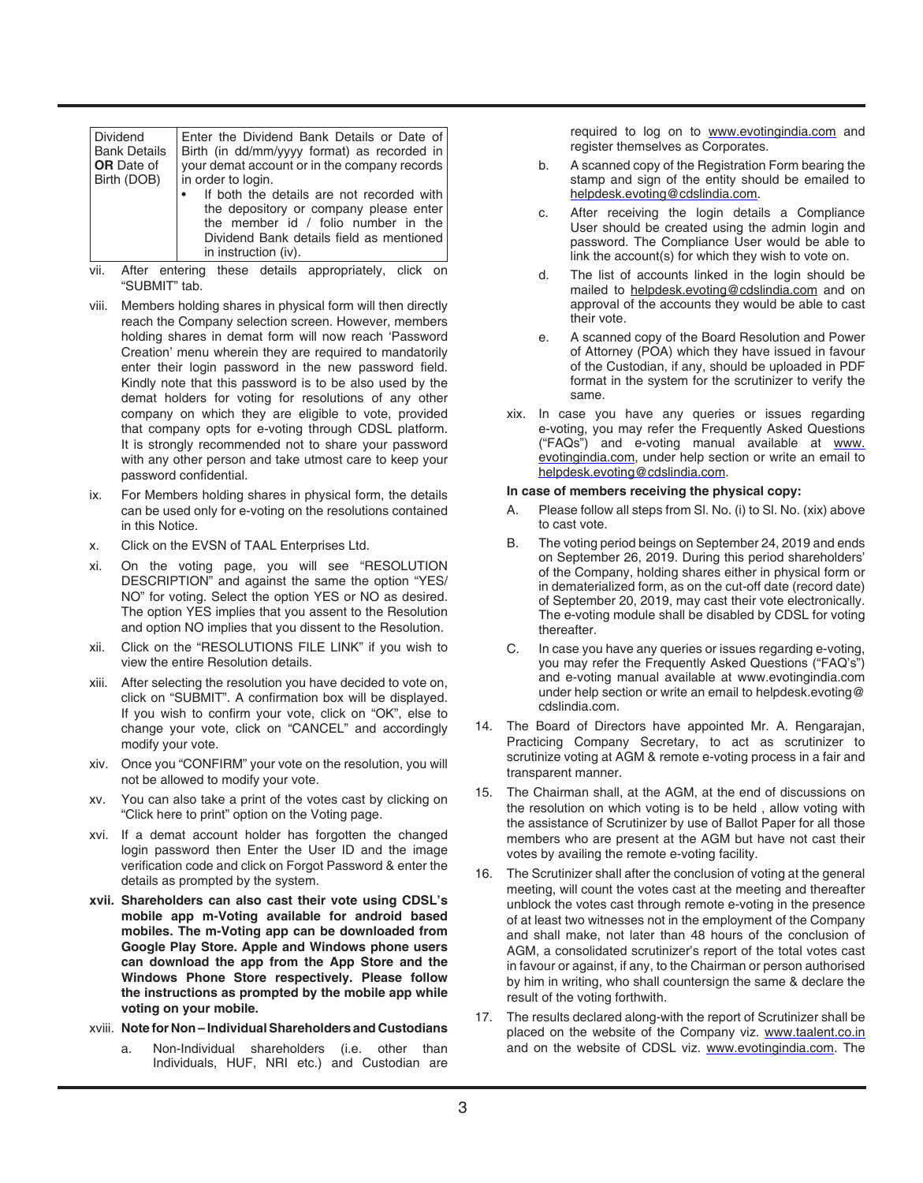| Dividend Bank Details **OR** Date of Birth (DOB) | Enter the Dividend Bank Details or Date of Birth (in dd/mm/yyyy format) as recorded in your demat account or in the company records in order to login.<br>• If both the details are not recorded with the depository or company please enter the member id / folio number in the Dividend Bank details field as mentioned in instruction (iv). |
|---|---|

vii. After entering these details appropriately, click on "SUBMIT" tab.

viii. Members holding shares in physical form will then directly reach the Company selection screen. However, members holding shares in demat form will now reach 'Password Creation' menu wherein they are required to mandatorily enter their login password in the new password field. Kindly note that this password is to be also used by the demat holders for voting for resolutions of any other company on which they are eligible to vote, provided that company opts for e-voting through CDSL platform. It is strongly recommended not to share your password with any other person and take utmost care to keep your password confidential.

ix. For Members holding shares in physical form, the details can be used only for e-voting on the resolutions contained in this Notice.

x. Click on the EVSN of TAAL Enterprises Ltd.

xi. On the voting page, you will see "RESOLUTION DESCRIPTION" and against the same the option "YES/ NO" for voting. Select the option YES or NO as desired. The option YES implies that you assent to the Resolution and option NO implies that you dissent to the Resolution.

xii. Click on the "RESOLUTIONS FILE LINK" if you wish to view the entire Resolution details.

xiii. After selecting the resolution you have decided to vote on, click on "SUBMIT". A confirmation box will be displayed. If you wish to confirm your vote, click on "OK", else to change your vote, click on "CANCEL" and accordingly modify your vote.

xiv. Once you "CONFIRM" your vote on the resolution, you will not be allowed to modify your vote.

xv. You can also take a print of the votes cast by clicking on "Click here to print" option on the Voting page.

xvi. If a demat account holder has forgotten the changed login password then Enter the User ID and the image verification code and click on Forgot Password & enter the details as prompted by the system.

**xvii. Shareholders can also cast their vote using CDSL's mobile app m-Voting available for android based mobiles. The m-Voting app can be downloaded from Google Play Store. Apple and Windows phone users can download the app from the App Store and the Windows Phone Store respectively. Please follow the instructions as prompted by the mobile app while voting on your mobile.**

xviii. **Note for Non – Individual Shareholders and Custodians**

a. Non-Individual shareholders (i.e. other than Individuals, HUF, NRI etc.) and Custodian are required to log on to www.evotingindia.com and register themselves as Corporates.

b. A scanned copy of the Registration Form bearing the stamp and sign of the entity should be emailed to helpdesk.evoting@cdslindia.com.

c. After receiving the login details a Compliance User should be created using the admin login and password. The Compliance User would be able to link the account(s) for which they wish to vote on.

d. The list of accounts linked in the login should be mailed to helpdesk.evoting@cdslindia.com and on approval of the accounts they would be able to cast their vote.

e. A scanned copy of the Board Resolution and Power of Attorney (POA) which they have issued in favour of the Custodian, if any, should be uploaded in PDF format in the system for the scrutinizer to verify the same.

xix. In case you have any queries or issues regarding e-voting, you may refer the Frequently Asked Questions ("FAQs") and e-voting manual available at www.evotingindia.com, under help section or write an email to helpdesk.evoting@cdslindia.com.

**In case of members receiving the physical copy:**

A. Please follow all steps from Sl. No. (i) to Sl. No. (xix) above to cast vote.

B. The voting period beings on September 24, 2019 and ends on September 26, 2019. During this period shareholders' of the Company, holding shares either in physical form or in dematerialized form, as on the cut-off date (record date) of September 20, 2019, may cast their vote electronically. The e-voting module shall be disabled by CDSL for voting thereafter.

C. In case you have any queries or issues regarding e-voting, you may refer the Frequently Asked Questions ("FAQ's") and e-voting manual available at www.evotingindia.com under help section or write an email to helpdesk.evoting@cdslindia.com.

14. The Board of Directors have appointed Mr. A. Rengarajan, Practicing Company Secretary, to act as scrutinizer to scrutinize voting at AGM & remote e-voting process in a fair and transparent manner.

15. The Chairman shall, at the AGM, at the end of discussions on the resolution on which voting is to be held , allow voting with the assistance of Scrutinizer by use of Ballot Paper for all those members who are present at the AGM but have not cast their votes by availing the remote e-voting facility.

16. The Scrutinizer shall after the conclusion of voting at the general meeting, will count the votes cast at the meeting and thereafter unblock the votes cast through remote e-voting in the presence of at least two witnesses not in the employment of the Company and shall make, not later than 48 hours of the conclusion of AGM, a consolidated scrutinizer's report of the total votes cast in favour or against, if any, to the Chairman or person authorised by him in writing, who shall countersign the same & declare the result of the voting forthwith.

17. The results declared along-with the report of Scrutinizer shall be placed on the website of the Company viz. www.taalent.co.in and on the website of CDSL viz. www.evotingindia.com. The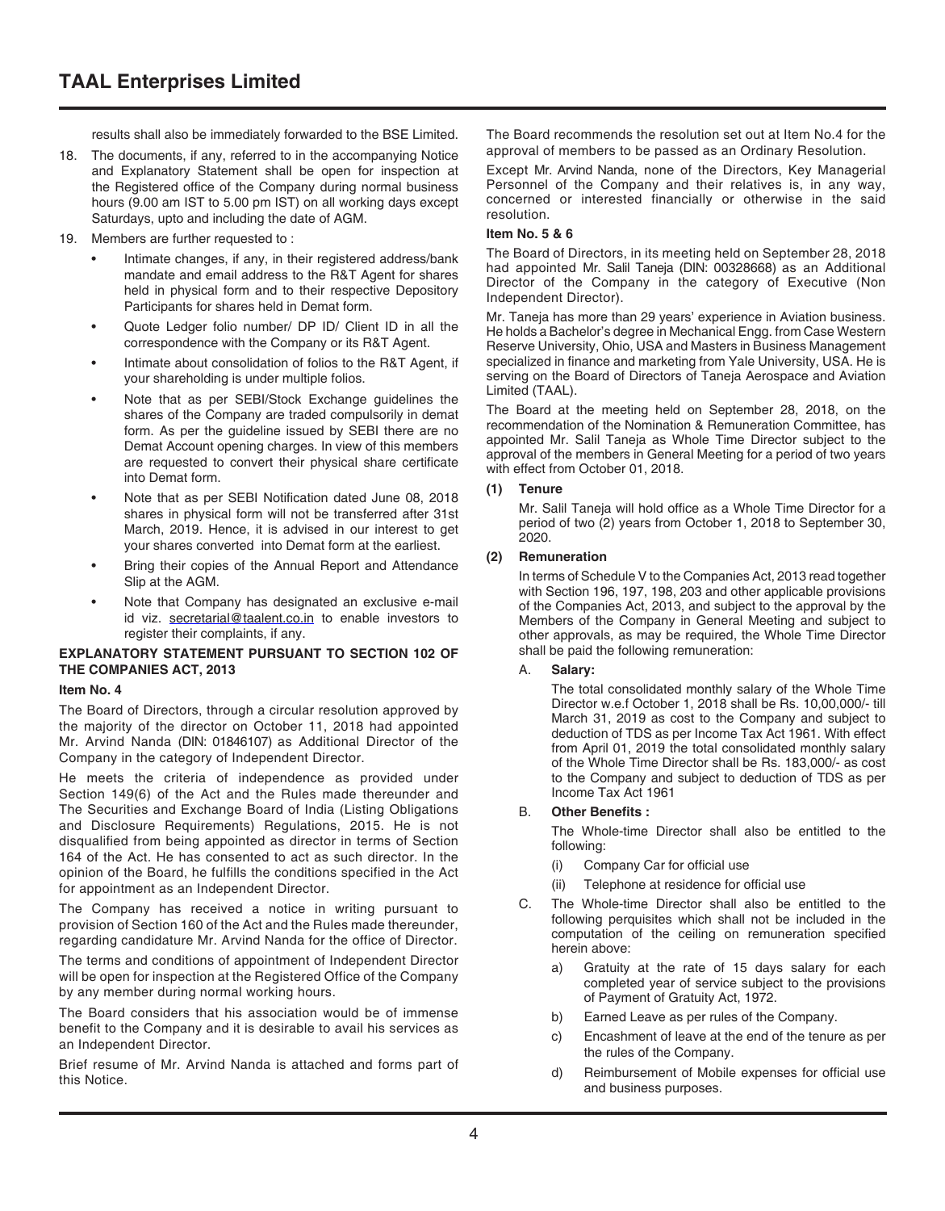results shall also be immediately forwarded to the BSE Limited.

18. The documents, if any, referred to in the accompanying Notice and Explanatory Statement shall be open for inspection at the Registered office of the Company during normal business hours (9.00 am IST to 5.00 pm IST) on all working days except Saturdays, upto and including the date of AGM.

19. Members are further requested to :

    - Intimate changes, if any, in their registered address/bank mandate and email address to the R&T Agent for shares held in physical form and to their respective Depository Participants for shares held in Demat form.
    - Quote Ledger folio number/ DP ID/ Client ID in all the correspondence with the Company or its R&T Agent.
    - Intimate about consolidation of folios to the R&T Agent, if your shareholding is under multiple folios.
    - Note that as per SEBI/Stock Exchange guidelines the shares of the Company are traded compulsorily in demat form. As per the guideline issued by SEBI there are no Demat Account opening charges. In view of this members are requested to convert their physical share certificate into Demat form.
    - Note that as per SEBI Notification dated June 08, 2018 shares in physical form will not be transferred after 31st March, 2019. Hence, it is advised in our interest to get your shares converted into Demat form at the earliest.
    - Bring their copies of the Annual Report and Attendance Slip at the AGM.
    - Note that Company has designated an exclusive e-mail id viz. secretarial@taalent.co.in to enable investors to register their complaints, if any.

### EXPLANATORY STATEMENT PURSUANT TO SECTION 102 OF THE COMPANIES ACT, 2013

#### Item No. 4

The Board of Directors, through a circular resolution approved by the majority of the director on October 11, 2018 had appointed Mr. Arvind Nanda (DIN: 01846107) as Additional Director of the Company in the category of Independent Director.

He meets the criteria of independence as provided under Section 149(6) of the Act and the Rules made thereunder and The Securities and Exchange Board of India (Listing Obligations and Disclosure Requirements) Regulations, 2015. He is not disqualified from being appointed as director in terms of Section 164 of the Act. He has consented to act as such director. In the opinion of the Board, he fulfills the conditions specified in the Act for appointment as an Independent Director.

The Company has received a notice in writing pursuant to provision of Section 160 of the Act and the Rules made thereunder, regarding candidature Mr. Arvind Nanda for the office of Director.

The terms and conditions of appointment of Independent Director will be open for inspection at the Registered Office of the Company by any member during normal working hours.

The Board considers that his association would be of immense benefit to the Company and it is desirable to avail his services as an Independent Director.

Brief resume of Mr. Arvind Nanda is attached and forms part of this Notice.

The Board recommends the resolution set out at Item No.4 for the approval of members to be passed as an Ordinary Resolution.

Except Mr. Arvind Nanda, none of the Directors, Key Managerial Personnel of the Company and their relatives is, in any way, concerned or interested financially or otherwise in the said resolution.

#### Item No. 5 & 6

The Board of Directors, in its meeting held on September 28, 2018 had appointed Mr. Salil Taneja (DIN: 00328668) as an Additional Director of the Company in the category of Executive (Non Independent Director).

Mr. Taneja has more than 29 years' experience in Aviation business. He holds a Bachelor's degree in Mechanical Engg. from Case Western Reserve University, Ohio, USA and Masters in Business Management specialized in finance and marketing from Yale University, USA. He is serving on the Board of Directors of Taneja Aerospace and Aviation Limited (TAAL).

The Board at the meeting held on September 28, 2018, on the recommendation of the Nomination & Remuneration Committee, has appointed Mr. Salil Taneja as Whole Time Director subject to the approval of the members in General Meeting for a period of two years with effect from October 01, 2018.

**(1) Tenure**

Mr. Salil Taneja will hold office as a Whole Time Director for a period of two (2) years from October 1, 2018 to September 30, 2020.

**(2) Remuneration**

In terms of Schedule V to the Companies Act, 2013 read together with Section 196, 197, 198, 203 and other applicable provisions of the Companies Act, 2013, and subject to the approval by the Members of the Company in General Meeting and subject to other approvals, as may be required, the Whole Time Director shall be paid the following remuneration:

A. **Salary:**

The total consolidated monthly salary of the Whole Time Director w.e.f October 1, 2018 shall be Rs. 10,00,000/- till March 31, 2019 as cost to the Company and subject to deduction of TDS as per Income Tax Act 1961. With effect from April 01, 2019 the total consolidated monthly salary of the Whole Time Director shall be Rs. 183,000/- as cost to the Company and subject to deduction of TDS as per Income Tax Act 1961

B. **Other Benefits :**

The Whole-time Director shall also be entitled to the following:

(i) Company Car for official use

(ii) Telephone at residence for official use

C. The Whole-time Director shall also be entitled to the following perquisites which shall not be included in the computation of the ceiling on remuneration specified herein above:

a) Gratuity at the rate of 15 days salary for each completed year of service subject to the provisions of Payment of Gratuity Act, 1972.

b) Earned Leave as per rules of the Company.

c) Encashment of leave at the end of the tenure as per the rules of the Company.

d) Reimbursement of Mobile expenses for official use and business purposes.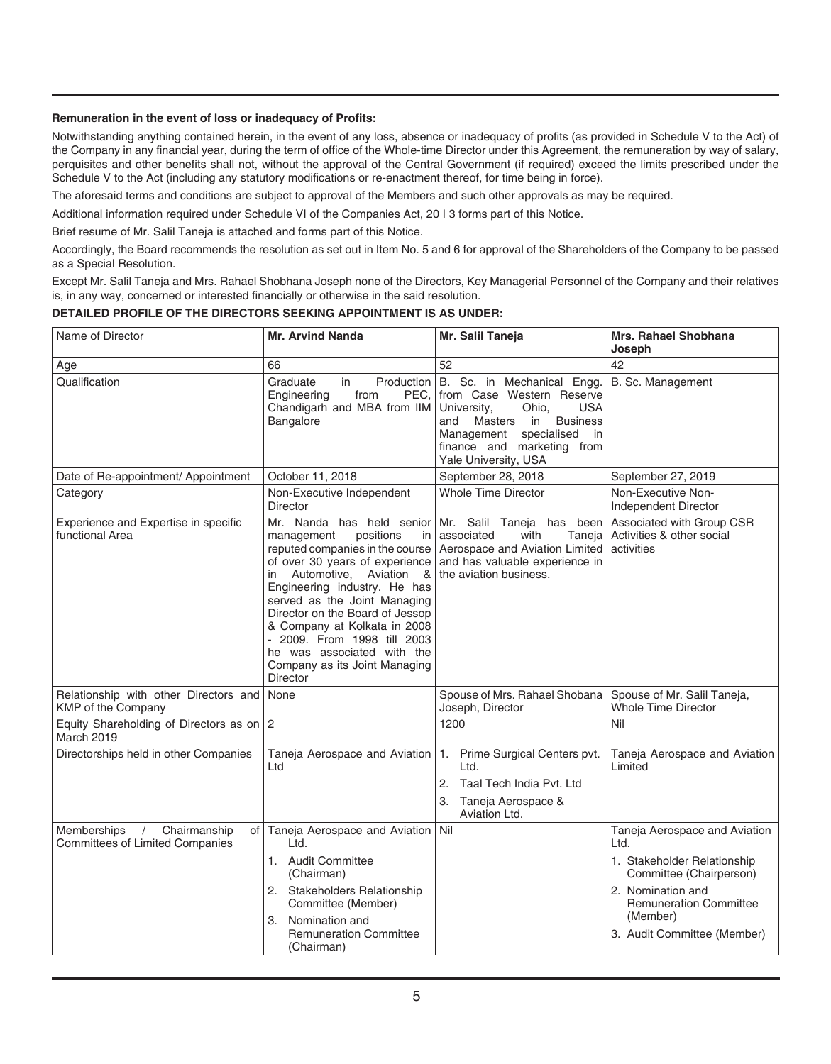**Remuneration in the event of loss or inadequacy of Profits:**

Notwithstanding anything contained herein, in the event of any loss, absence or inadequacy of profits (as provided in Schedule V to the Act) of the Company in any financial year, during the term of office of the Whole-time Director under this Agreement, the remuneration by way of salary, perquisites and other benefits shall not, without the approval of the Central Government (if required) exceed the limits prescribed under the Schedule V to the Act (including any statutory modifications or re-enactment thereof, for time being in force).

The aforesaid terms and conditions are subject to approval of the Members and such other approvals as may be required.

Additional information required under Schedule VI of the Companies Act, 20 I 3 forms part of this Notice.

Brief resume of Mr. Salil Taneja is attached and forms part of this Notice.

Accordingly, the Board recommends the resolution as set out in Item No. 5 and 6 for approval of the Shareholders of the Company to be passed as a Special Resolution.

Except Mr. Salil Taneja and Mrs. Rahael Shobhana Joseph none of the Directors, Key Managerial Personnel of the Company and their relatives is, in any way, concerned or interested financially or otherwise in the said resolution.

**DETAILED PROFILE OF THE DIRECTORS SEEKING APPOINTMENT IS AS UNDER:**

| Name of Director | **Mr. Arvind Nanda** | **Mr. Salil Taneja** | **Mrs. Rahael Shobhana Joseph** |
|---|---|---|---|
| Age | 66 | 52 | 42 |
| Qualification | Graduate in Production Engineering from PEC, Chandigarh and MBA from IIM Bangalore | B. Sc. in Mechanical Engg. from Case Western Reserve University, Ohio, USA and Masters in Business Management specialised in finance and marketing from Yale University, USA | B. Sc. Management |
| Date of Re-appointment/ Appointment | October 11, 2018 | September 28, 2018 | September 27, 2019 |
| Category | Non-Executive Independent Director | Whole Time Director | Non-Executive Non-Independent Director |
| Experience and Expertise in specific functional Area | Mr. Nanda has held senior management positions in reputed companies in the course of over 30 years of experience in Automotive, Aviation & Engineering industry. He has served as the Joint Managing Director on the Board of Jessop & Company at Kolkata in 2008 - 2009. From 1998 till 2003 he was associated with the Company as its Joint Managing Director | Mr. Salil Taneja has been associated with Taneja Aerospace and Aviation Limited and has valuable experience in the aviation business. | Associated with Group CSR Activities & other social activities |
| Relationship with other Directors and KMP of the Company | None | Spouse of Mrs. Rahael Shobana Joseph, Director | Spouse of Mr. Salil Taneja, Whole Time Director |
| Equity Shareholding of Directors as on March 2019 | 2 | 1200 | Nil |
| Directorships held in other Companies | Taneja Aerospace and Aviation Ltd | 1. Prime Surgical Centers pvt. Ltd.<br>2. Taal Tech India Pvt. Ltd<br>3. Taneja Aerospace & Aviation Ltd. | Taneja Aerospace and Aviation Limited |
| Memberships / Chairmanship of Committees of Limited Companies | Taneja Aerospace and Aviation Ltd.<br>1. Audit Committee (Chairman)<br>2. Stakeholders Relationship Committee (Member)<br>3. Nomination and Remuneration Committee (Chairman) | Nil | Taneja Aerospace and Aviation Ltd.<br>1. Stakeholder Relationship Committee (Chairperson)<br>2. Nomination and Remuneration Committee (Member)<br>3. Audit Committee (Member) |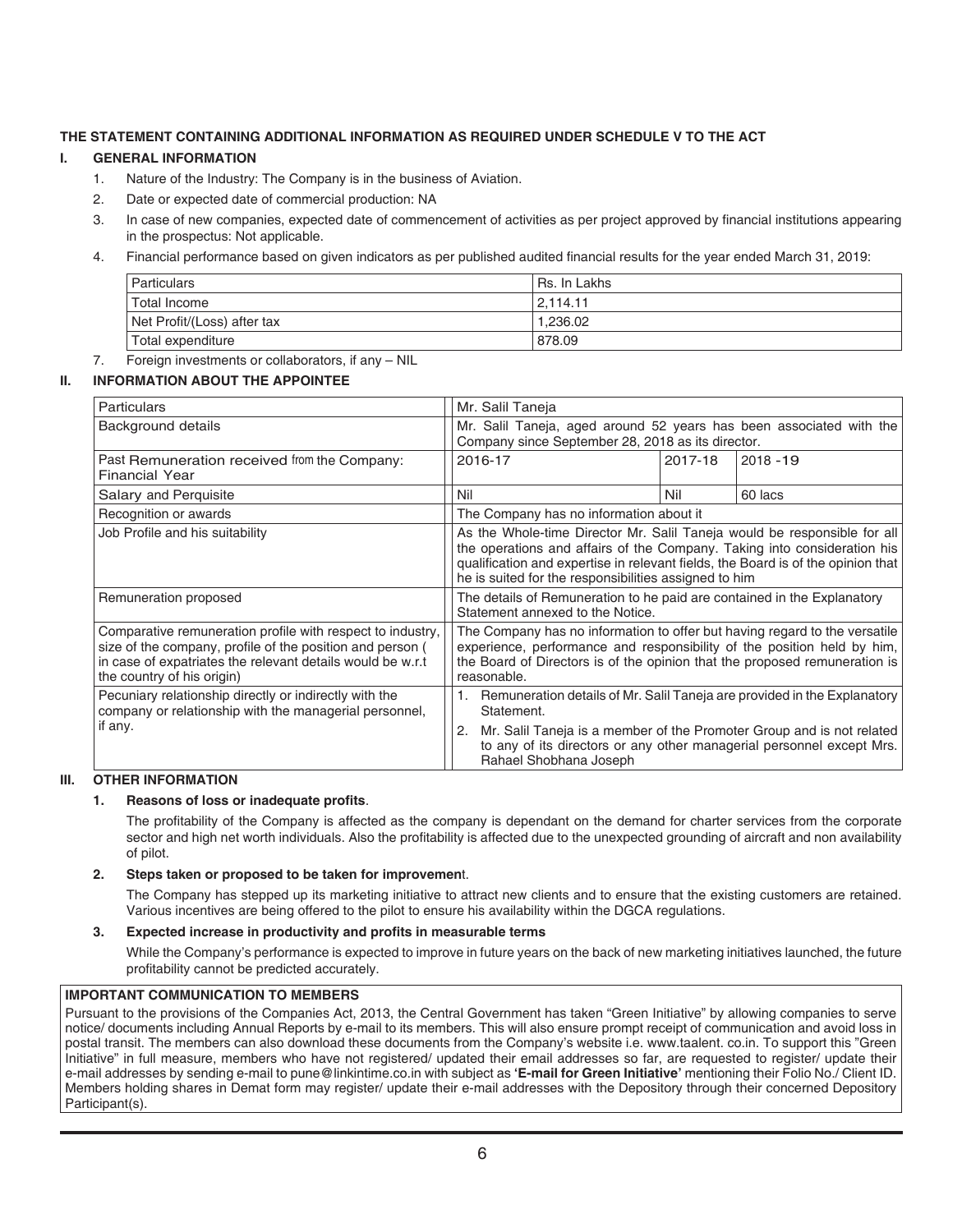**THE STATEMENT CONTAINING ADDITIONAL INFORMATION AS REQUIRED UNDER SCHEDULE V TO THE ACT**

**I. GENERAL INFORMATION**

1. Nature of the Industry: The Company is in the business of Aviation.
2. Date or expected date of commercial production: NA
3. In case of new companies, expected date of commencement of activities as per project approved by financial institutions appearing in the prospectus: Not applicable.
4. Financial performance based on given indicators as per published audited financial results for the year ended March 31, 2019:

| Particulars | Rs. In Lakhs |
|---|---|
| Total Income | 2,114.11 |
| Net Profit/(Loss) after tax | 1,236.02 |
| Total expenditure | 878.09 |

7. Foreign investments or collaborators, if any – NIL

**II. INFORMATION ABOUT THE APPOINTEE**

| Particulars | Mr. Salil Taneja | | |
|---|---|---|---|
| Background details | Mr. Salil Taneja, aged around 52 years has been associated with the Company since September 28, 2018 as its director. | | |
| Past Remuneration received from the Company: Financial Year | 2016-17 | 2017-18 | 2018 -19 |
| Salary and Perquisite | Nil | Nil | 60 lacs |
| Recognition or awards | The Company has no information about it | | |
| Job Profile and his suitability | As the Whole-time Director Mr. Salil Taneja would be responsible for all the operations and affairs of the Company. Taking into consideration his qualification and expertise in relevant fields, the Board is of the opinion that he is suited for the responsibilities assigned to him | | |
| Remuneration proposed | The details of Remuneration to be paid are contained in the Explanatory Statement annexed to the Notice. | | |
| Comparative remuneration profile with respect to industry, size of the company, profile of the position and person ( in case of expatriates the relevant details would be w.r.t the country of his origin) | The Company has no information to offer but having regard to the versatile experience, performance and responsibility of the position held by him, the Board of Directors is of the opinion that the proposed remuneration is reasonable. | | |
| Pecuniary relationship directly or indirectly with the company or relationship with the managerial personnel, if any. | 1. Remuneration details of Mr. Salil Taneja are provided in the Explanatory Statement. 2. Mr. Salil Taneja is a member of the Promoter Group and is not related to any of its directors or any other managerial personnel except Mrs. Rahael Shobhana Joseph | | |

**III. OTHER INFORMATION**

**1. Reasons of loss or inadequate profits**.

The profitability of the Company is affected as the company is dependant on the demand for charter services from the corporate sector and high net worth individuals. Also the profitability is affected due to the unexpected grounding of aircraft and non availability of pilot.

**2. Steps taken or proposed to be taken for improvemen**t.

The Company has stepped up its marketing initiative to attract new clients and to ensure that the existing customers are retained. Various incentives are being offered to the pilot to ensure his availability within the DGCA regulations.

**3. Expected increase in productivity and profits in measurable terms**

While the Company's performance is expected to improve in future years on the back of new marketing initiatives launched, the future profitability cannot be predicted accurately.

**IMPORTANT COMMUNICATION TO MEMBERS**

Pursuant to the provisions of the Companies Act, 2013, the Central Government has taken "Green Initiative" by allowing companies to serve notice/ documents including Annual Reports by e-mail to its members. This will also ensure prompt receipt of communication and avoid loss in postal transit. The members can also download these documents from the Company's website i.e. www.taalent. co.in. To support this "Green Initiative" in full measure, members who have not registered/ updated their email addresses so far, are requested to register/ update their e-mail addresses by sending e-mail to pune@linkintime.co.in with subject as **'E-mail for Green Initiative'** mentioning their Folio No./ Client ID. Members holding shares in Demat form may register/ update their e-mail addresses with the Depository through their concerned Depository Participant(s).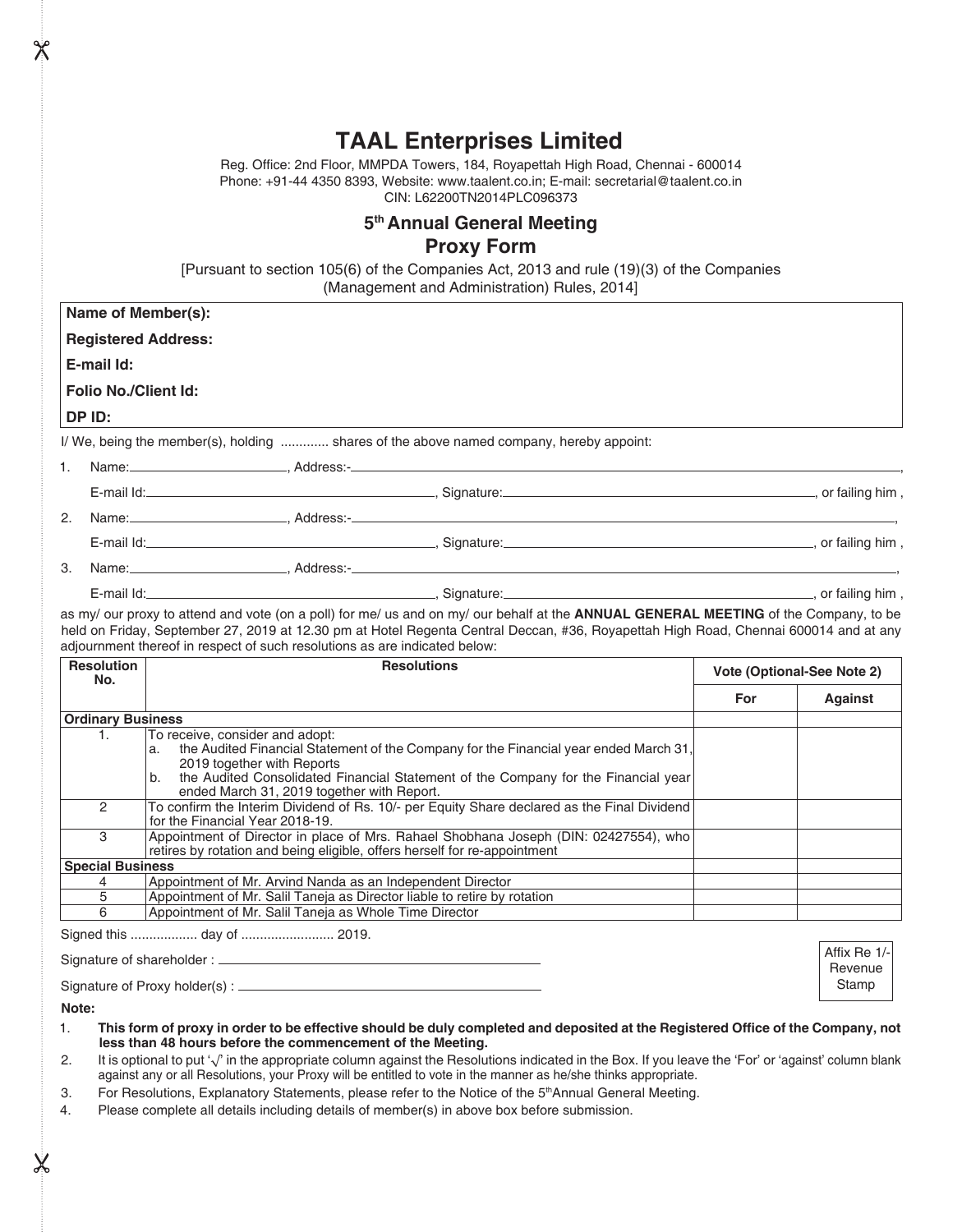# TAAL Enterprises Limited

Reg. Office: 2nd Floor, MMPDA Towers, 184, Royapettah High Road, Chennai - 600014
Phone: +91-44 4350 8393, Website: www.taalent.co.in; E-mail: secretarial@taalent.co.in
CIN: L62200TN2014PLC096373

## 5th Annual General Meeting

## Proxy Form

[Pursuant to section 105(6) of the Companies Act, 2013 and rule (19)(3) of the Companies (Management and Administration) Rules, 2014]

**Name of Member(s):**

**Registered Address:**

**E-mail Id:**

**Folio No./Client Id:**

**DP ID:**

I/ We, being the member(s), holding ............ shares of the above named company, hereby appoint:

1. Name:____________________, Address:-____________________________________________________,
   E-mail Id:__________________________, Signature:__________________________, or failing him ,
2. Name:____________________, Address:-____________________________________________________,
   E-mail Id:__________________________, Signature:__________________________, or failing him ,
3. Name:____________________, Address:-____________________________________________________,
   E-mail Id:__________________________, Signature:__________________________, or failing him ,

as my/ our proxy to attend and vote (on a poll) for me/ us and on my/ our behalf at the **ANNUAL GENERAL MEETING** of the Company, to be held on Friday, September 27, 2019 at 12.30 pm at Hotel Regenta Central Deccan, #36, Royapettah High Road, Chennai 600014 and at any adjournment thereof in respect of such resolutions as are indicated below:

| Resolution No. | Resolutions | Vote (Optional-See Note 2) | |
|---|---|---|---|
| | | For | Against |
| **Ordinary Business** | | | |
| 1. | To receive, consider and adopt:<br>a. the Audited Financial Statement of the Company for the Financial year ended March 31, 2019 together with Reports<br>b. the Audited Consolidated Financial Statement of the Company for the Financial year ended March 31, 2019 together with Report. | | |
| 2 | To confirm the Interim Dividend of Rs. 10/- per Equity Share declared as the Final Dividend for the Financial Year 2018-19. | | |
| 3 | Appointment of Director in place of Mrs. Rahael Shobhana Joseph (DIN: 02427554), who retires by rotation and being eligible, offers herself for re-appointment | | |
| **Special Business** | | | |
| 4 | Appointment of Mr. Arvind Nanda as an Independent Director | | |
| 5 | Appointment of Mr. Salil Taneja as Director liable to retire by rotation | | |
| 6 | Appointment of Mr. Salil Taneja as Whole Time Director | | |

Signed this .................. day of ......................... 2019.

Signature of shareholder : ______________________________

Signature of Proxy holder(s) : ______________________________

Affix Re 1/- Revenue Stamp

**Note:**

1. **This form of proxy in order to be effective should be duly completed and deposited at the Registered Office of the Company, not less than 48 hours before the commencement of the Meeting.**
2. It is optional to put '√' in the appropriate column against the Resolutions indicated in the Box. If you leave the 'For' or 'against' column blank against any or all Resolutions, your Proxy will be entitled to vote in the manner as he/she thinks appropriate.
3. For Resolutions, Explanatory Statements, please refer to the Notice of the 5th Annual General Meeting.
4. Please complete all details including details of member(s) in above box before submission.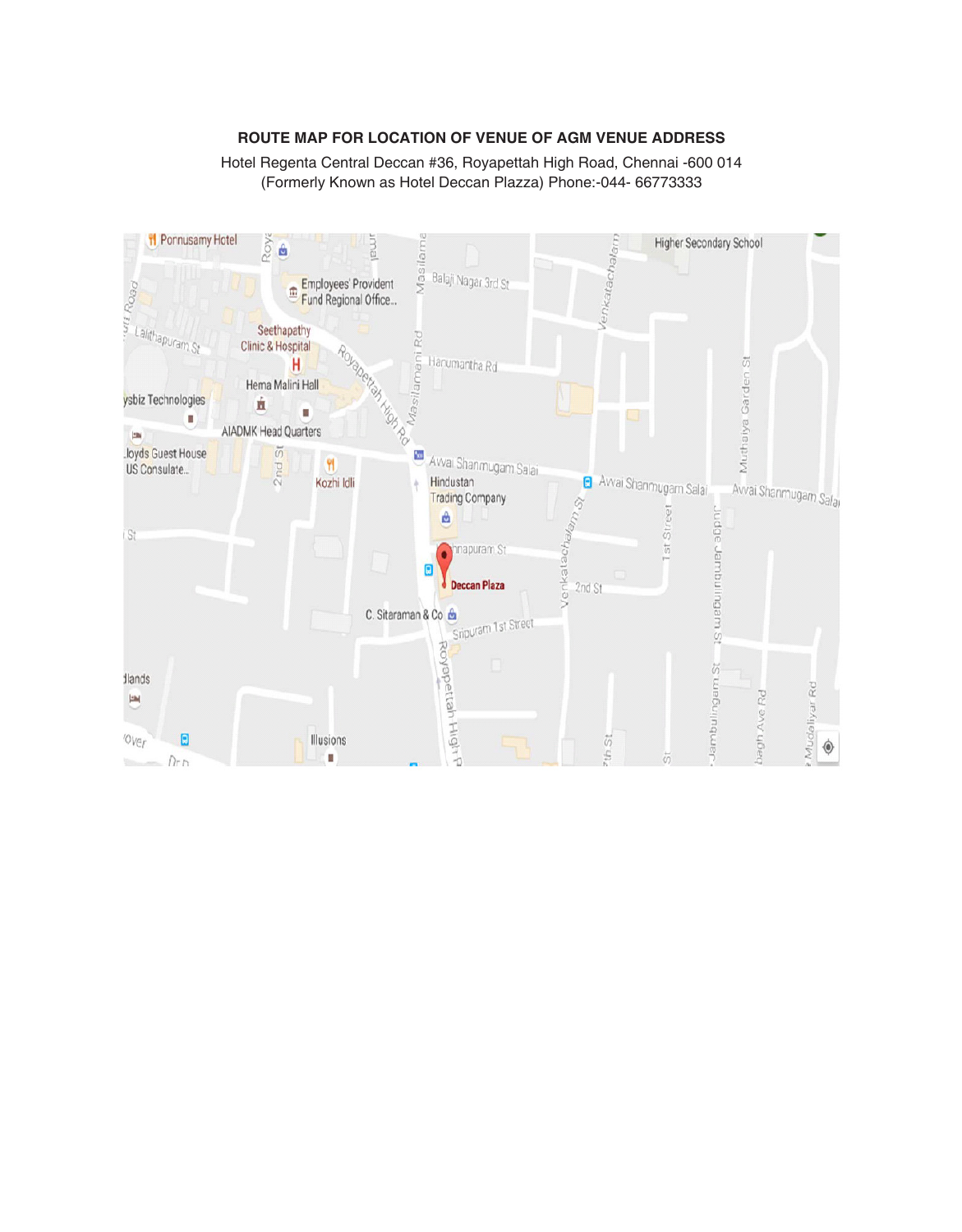**ROUTE MAP FOR LOCATION OF VENUE OF AGM VENUE ADDRESS**

Hotel Regenta Central Deccan #36, Royapettah High Road, Chennai -600 014
(Formerly Known as Hotel Deccan Plazza) Phone:-044- 66773333